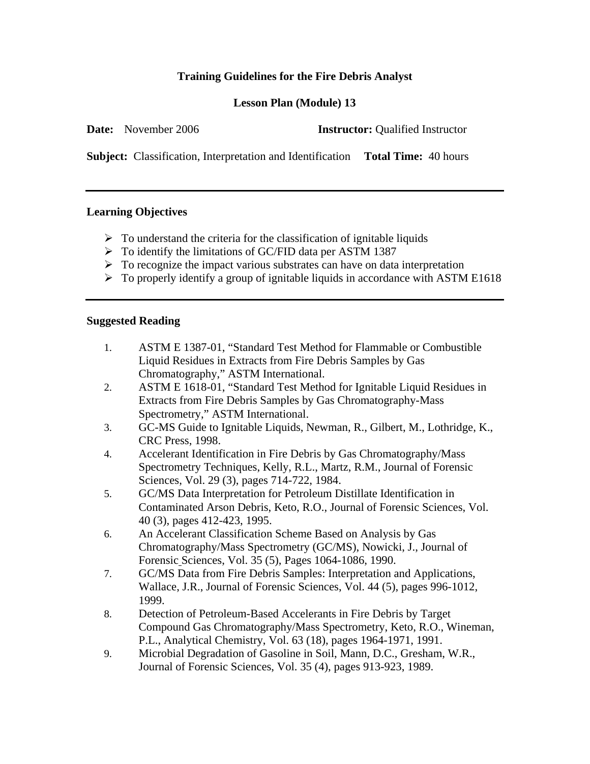# Training Guidelines for the Fire Debris Analyst

## Lesson Plan (Module) 13

**Date:** November 2006 **Instructor:** Qualified Instructor

**Subject:** Classification, Interpretation and Identification **Total Time:** 40 hours

---

### Learning Objectives

- To understand the criteria for the classification of ignitable liquids
- To identify the limitations of GC/FID data per ASTM 1387
- To recognize the impact various substrates can have on data interpretation
- To properly identify a group of ignitable liquids in accordance with ASTM E1618

---

### Suggested Reading

1. ASTM E 1387-01, "Standard Test Method for Flammable or Combustible Liquid Residues in Extracts from Fire Debris Samples by Gas Chromatography," ASTM International.
2. ASTM E 1618-01, "Standard Test Method for Ignitable Liquid Residues in Extracts from Fire Debris Samples by Gas Chromatography-Mass Spectrometry," ASTM International.
3. GC-MS Guide to Ignitable Liquids, Newman, R., Gilbert, M., Lothridge, K., CRC Press, 1998.
4. Accelerant Identification in Fire Debris by Gas Chromatography/Mass Spectrometry Techniques, Kelly, R.L., Martz, R.M., Journal of Forensic Sciences, Vol. 29 (3), pages 714-722, 1984.
5. GC/MS Data Interpretation for Petroleum Distillate Identification in Contaminated Arson Debris, Keto, R.O., Journal of Forensic Sciences, Vol. 40 (3), pages 412-423, 1995.
6. An Accelerant Classification Scheme Based on Analysis by Gas Chromatography/Mass Spectrometry (GC/MS), Nowicki, J., Journal of Forensic Sciences, Vol. 35 (5), Pages 1064-1086, 1990.
7. GC/MS Data from Fire Debris Samples: Interpretation and Applications, Wallace, J.R., Journal of Forensic Sciences, Vol. 44 (5), pages 996-1012, 1999.
8. Detection of Petroleum-Based Accelerants in Fire Debris by Target Compound Gas Chromatography/Mass Spectrometry, Keto, R.O., Wineman, P.L., Analytical Chemistry, Vol. 63 (18), pages 1964-1971, 1991.
9. Microbial Degradation of Gasoline in Soil, Mann, D.C., Gresham, W.R., Journal of Forensic Sciences, Vol. 35 (4), pages 913-923, 1989.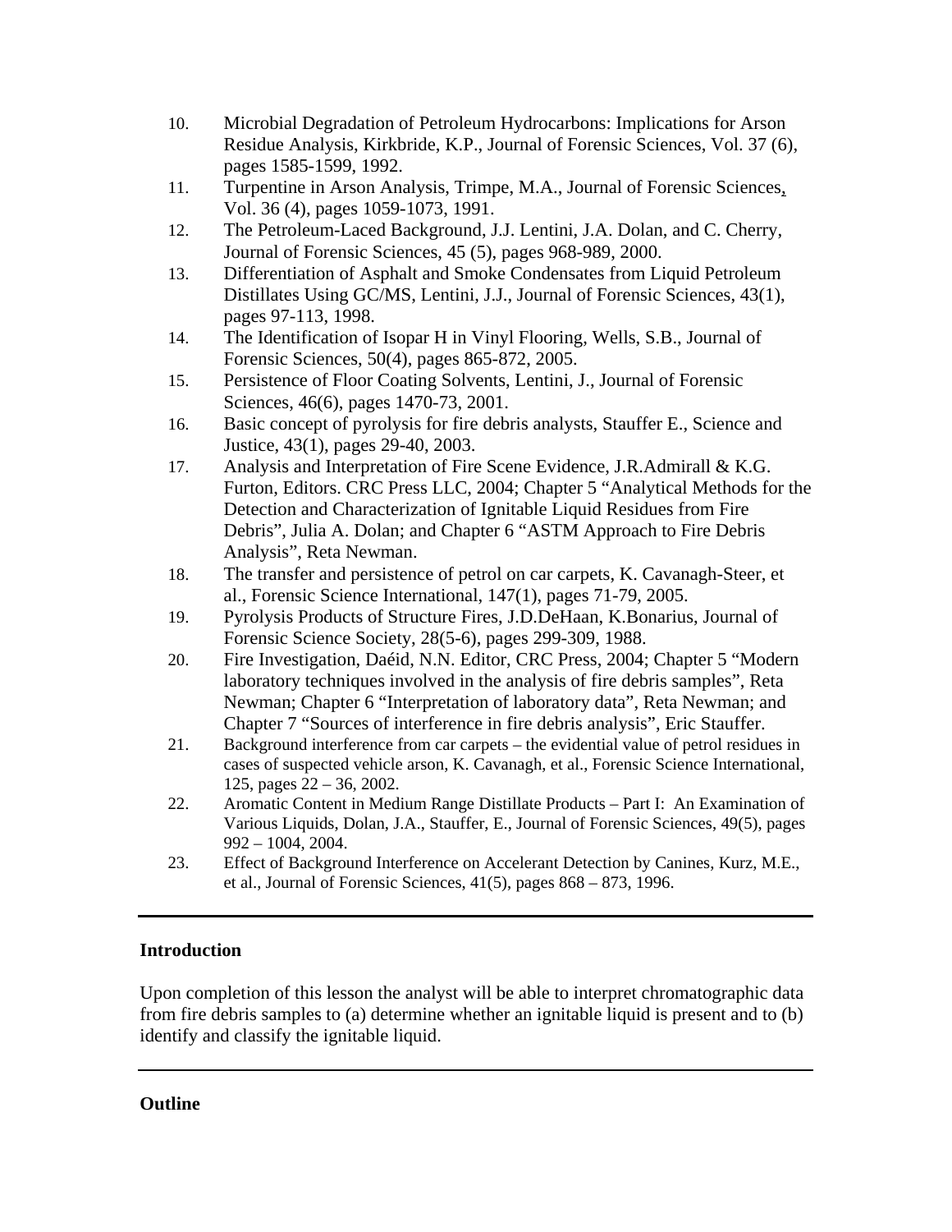10. Microbial Degradation of Petroleum Hydrocarbons: Implications for Arson Residue Analysis, Kirkbride, K.P., Journal of Forensic Sciences, Vol. 37 (6), pages 1585-1599, 1992.
11. Turpentine in Arson Analysis, Trimpe, M.A., Journal of Forensic Sciences, Vol. 36 (4), pages 1059-1073, 1991.
12. The Petroleum-Laced Background, J.J. Lentini, J.A. Dolan, and C. Cherry, Journal of Forensic Sciences, 45 (5), pages 968-989, 2000.
13. Differentiation of Asphalt and Smoke Condensates from Liquid Petroleum Distillates Using GC/MS, Lentini, J.J., Journal of Forensic Sciences, 43(1), pages 97-113, 1998.
14. The Identification of Isopar H in Vinyl Flooring, Wells, S.B., Journal of Forensic Sciences, 50(4), pages 865-872, 2005.
15. Persistence of Floor Coating Solvents, Lentini, J., Journal of Forensic Sciences, 46(6), pages 1470-73, 2001.
16. Basic concept of pyrolysis for fire debris analysts, Stauffer E., Science and Justice, 43(1), pages 29-40, 2003.
17. Analysis and Interpretation of Fire Scene Evidence, J.R.Admirall & K.G. Furton, Editors. CRC Press LLC, 2004; Chapter 5 "Analytical Methods for the Detection and Characterization of Ignitable Liquid Residues from Fire Debris", Julia A. Dolan; and Chapter 6 "ASTM Approach to Fire Debris Analysis", Reta Newman.
18. The transfer and persistence of petrol on car carpets, K. Cavanagh-Steer, et al., Forensic Science International, 147(1), pages 71-79, 2005.
19. Pyrolysis Products of Structure Fires, J.D.DeHaan, K.Bonarius, Journal of Forensic Science Society, 28(5-6), pages 299-309, 1988.
20. Fire Investigation, Daéid, N.N. Editor, CRC Press, 2004; Chapter 5 "Modern laboratory techniques involved in the analysis of fire debris samples", Reta Newman; Chapter 6 "Interpretation of laboratory data", Reta Newman; and Chapter 7 "Sources of interference in fire debris analysis", Eric Stauffer.
21. Background interference from car carpets – the evidential value of petrol residues in cases of suspected vehicle arson, K. Cavanagh, et al., Forensic Science International, 125, pages 22 – 36, 2002.
22. Aromatic Content in Medium Range Distillate Products – Part I: An Examination of Various Liquids, Dolan, J.A., Stauffer, E., Journal of Forensic Sciences, 49(5), pages 992 – 1004, 2004.
23. Effect of Background Interference on Accelerant Detection by Canines, Kurz, M.E., et al., Journal of Forensic Sciences, 41(5), pages 868 – 873, 1996.

---

**Introduction**

Upon completion of this lesson the analyst will be able to interpret chromatographic data from fire debris samples to (a) determine whether an ignitable liquid is present and to (b) identify and classify the ignitable liquid.

---

**Outline**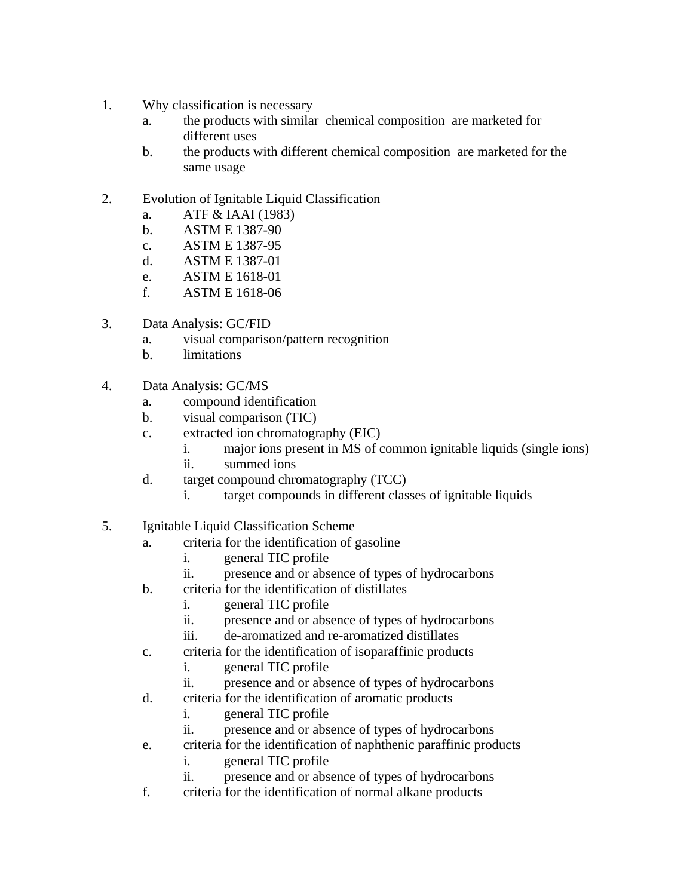1. Why classification is necessary
    a. the products with similar chemical composition are marketed for different uses
    b. the products with different chemical composition are marketed for the same usage

2. Evolution of Ignitable Liquid Classification
    a. ATF & IAAI (1983)
    b. ASTM E 1387-90
    c. ASTM E 1387-95
    d. ASTM E 1387-01
    e. ASTM E 1618-01
    f. ASTM E 1618-06

3. Data Analysis: GC/FID
    a. visual comparison/pattern recognition
    b. limitations

4. Data Analysis: GC/MS
    a. compound identification
    b. visual comparison (TIC)
    c. extracted ion chromatography (EIC)
        i. major ions present in MS of common ignitable liquids (single ions)
        ii. summed ions
    d. target compound chromatography (TCC)
        i. target compounds in different classes of ignitable liquids

5. Ignitable Liquid Classification Scheme
    a. criteria for the identification of gasoline
        i. general TIC profile
        ii. presence and or absence of types of hydrocarbons
    b. criteria for the identification of distillates
        i. general TIC profile
        ii. presence and or absence of types of hydrocarbons
        iii. de-aromatized and re-aromatized distillates
    c. criteria for the identification of isoparaffinic products
        i. general TIC profile
        ii. presence and or absence of types of hydrocarbons
    d. criteria for the identification of aromatic products
        i. general TIC profile
        ii. presence and or absence of types of hydrocarbons
    e. criteria for the identification of naphthenic paraffinic products
        i. general TIC profile
        ii. presence and or absence of types of hydrocarbons
    f. criteria for the identification of normal alkane products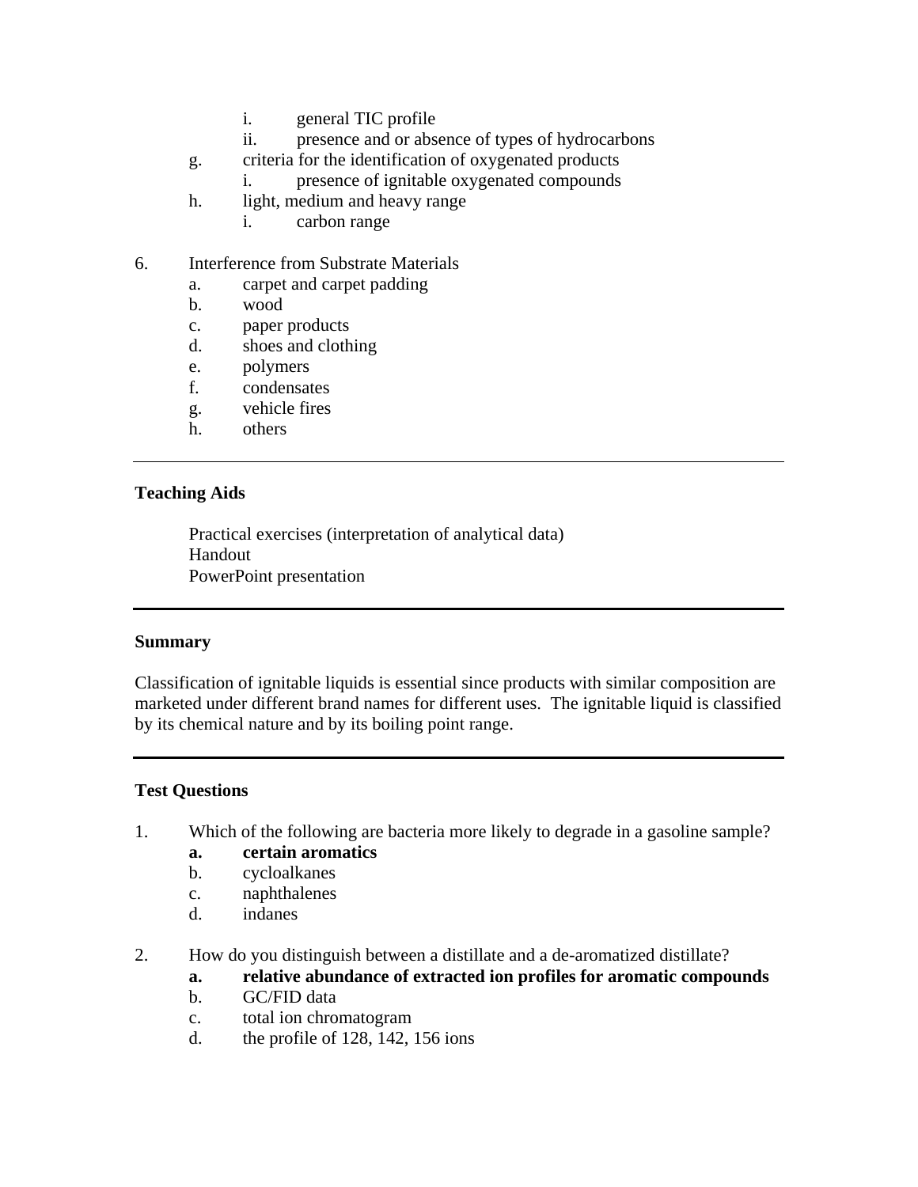i. general TIC profile
ii. presence and or absence of types of hydrocarbons

g. criteria for the identification of oxygenated products
   i. presence of ignitable oxygenated compounds

h. light, medium and heavy range
   i. carbon range

6. Interference from Substrate Materials
   a. carpet and carpet padding
   b. wood
   c. paper products
   d. shoes and clothing
   e. polymers
   f. condensates
   g. vehicle fires
   h. others

---

**Teaching Aids**

Practical exercises (interpretation of analytical data)
Handout
PowerPoint presentation

---

**Summary**

Classification of ignitable liquids is essential since products with similar composition are marketed under different brand names for different uses. The ignitable liquid is classified by its chemical nature and by its boiling point range.

---

**Test Questions**

1. Which of the following are bacteria more likely to degrade in a gasoline sample?
   **a. certain aromatics**
   b. cycloalkanes
   c. naphthalenes
   d. indanes

2. How do you distinguish between a distillate and a de-aromatized distillate?
   **a. relative abundance of extracted ion profiles for aromatic compounds**
   b. GC/FID data
   c. total ion chromatogram
   d. the profile of 128, 142, 156 ions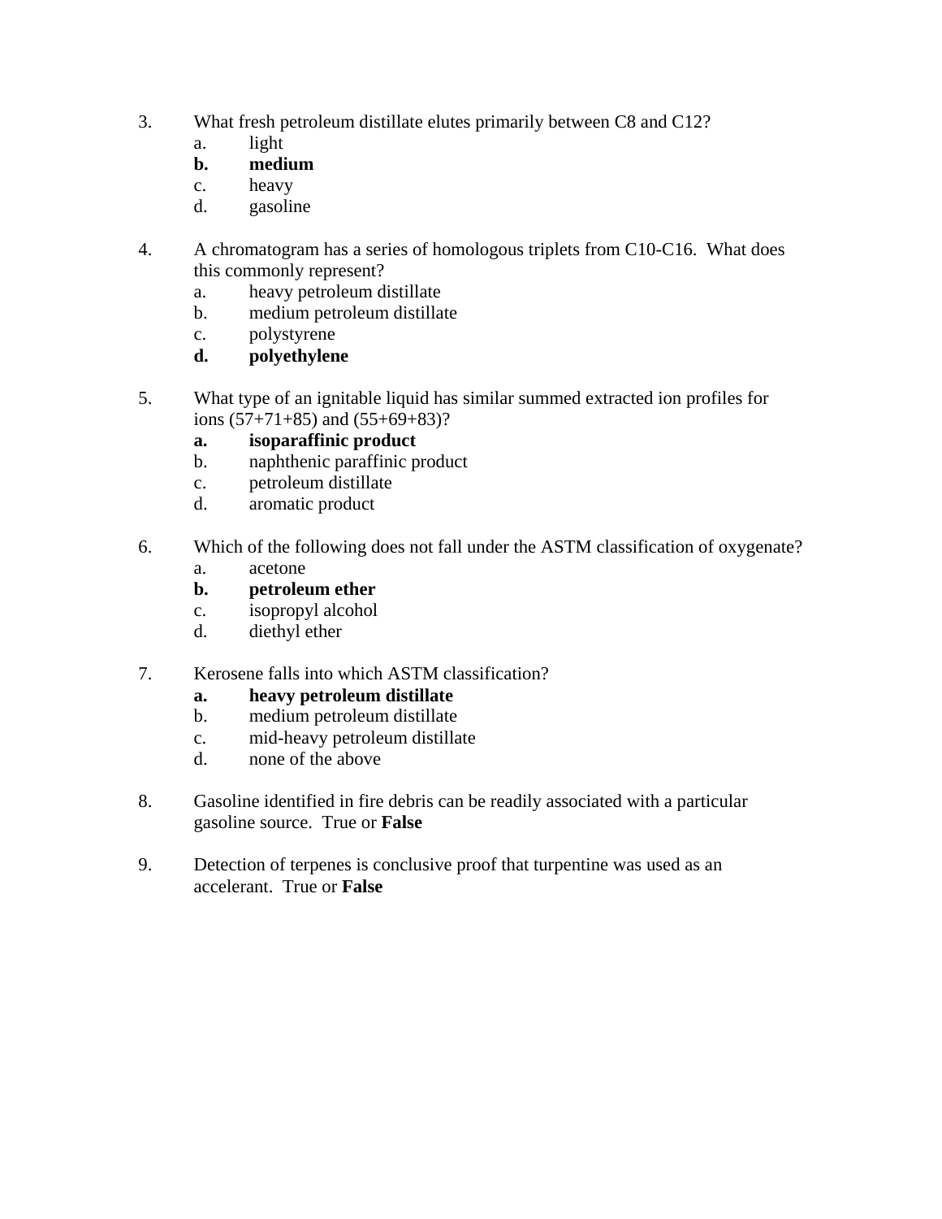3. What fresh petroleum distillate elutes primarily between C8 and C12?
   a. light
   **b. medium**
   c. heavy
   d. gasoline

4. A chromatogram has a series of homologous triplets from C10-C16. What does this commonly represent?
   a. heavy petroleum distillate
   b. medium petroleum distillate
   c. polystyrene
   **d. polyethylene**

5. What type of an ignitable liquid has similar summed extracted ion profiles for ions (57+71+85) and (55+69+83)?
   **a. isoparaffinic product**
   b. naphthenic paraffinic product
   c. petroleum distillate
   d. aromatic product

6. Which of the following does not fall under the ASTM classification of oxygenate?
   a. acetone
   **b. petroleum ether**
   c. isopropyl alcohol
   d. diethyl ether

7. Kerosene falls into which ASTM classification?
   **a. heavy petroleum distillate**
   b. medium petroleum distillate
   c. mid-heavy petroleum distillate
   d. none of the above

8. Gasoline identified in fire debris can be readily associated with a particular gasoline source. True or **False**

9. Detection of terpenes is conclusive proof that turpentine was used as an accelerant. True or **False**